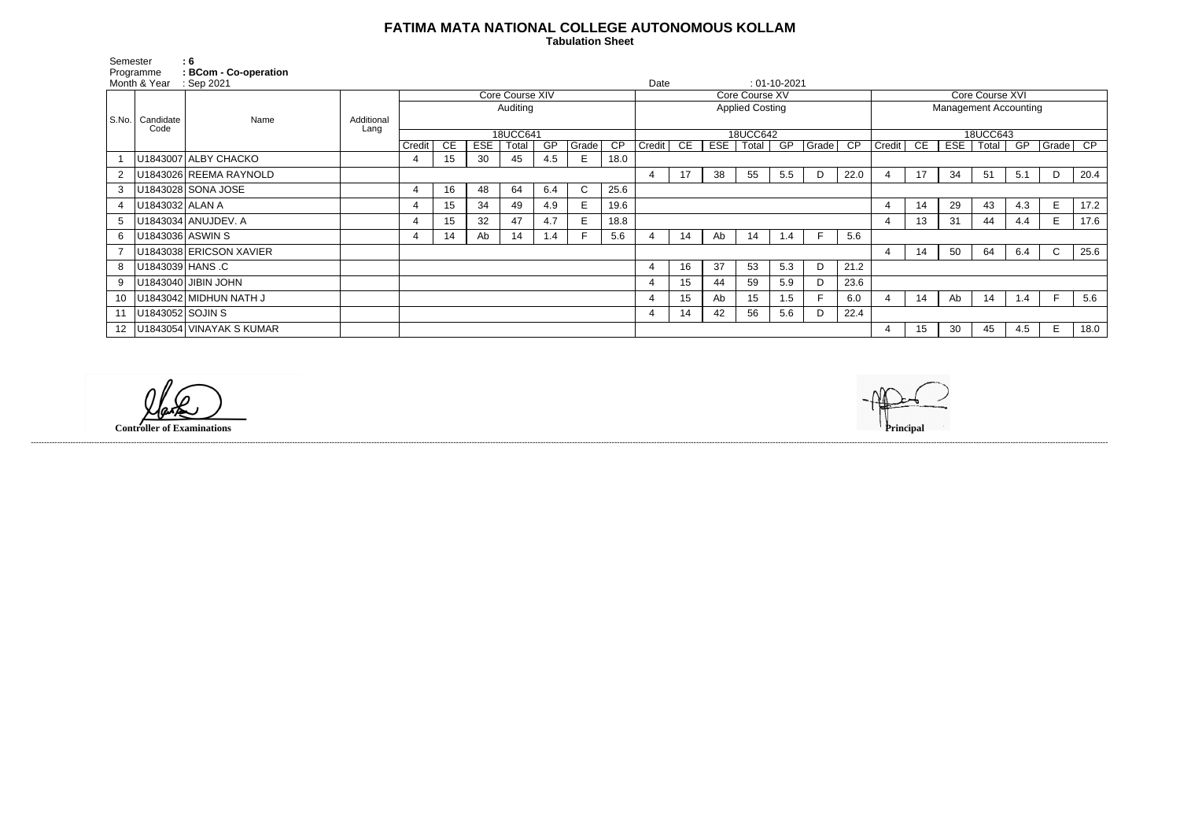# FATIMA MATA NATIONAL COLLEGE AUTONOMOUS KOLLAM

**Tabulation Sheet**

Semester : 6
Programme : BCom - Co-operation
Month & Year : Sep 2021
Date : 01-10-2021

| S.No. | Candidate Code | Name | Additional Lang | Core Course XIV | | | | | | | Core Course XV | | | | | | | Core Course XVI | | | | | | |
|---|---|---|---|---|---|---|---|---|---|---|---|---|---|---|---|---|---|---|---|---|---|---|---|---|
| | | | | Auditing | | | | | | | Applied Costing | | | | | | | Management Accounting | | | | | | |
| | | | | 18UCC641 | | | | | | | 18UCC642 | | | | | | | 18UCC643 | | | | | | |
| | | | | Credit | CE | ESE | Total | GP | Grade | CP | Credit | CE | ESE | Total | GP | Grade | CP | Credit | CE | ESE | Total | GP | Grade | CP |
| 1 | U1843007 | ALBY CHACKO | | 4 | 15 | 30 | 45 | 4.5 | E | 18.0 | | | | | | | | | | | | | | |
| 2 | U1843026 | REEMA RAYNOLD | | | | | | | | | 4 | 17 | 38 | 55 | 5.5 | D | 22.0 | 4 | 17 | 34 | 51 | 5.1 | D | 20.4 |
| 3 | U1843028 | SONA JOSE | | 4 | 16 | 48 | 64 | 6.4 | C | 25.6 | | | | | | | | | | | | | | |
| 4 | U1843032 | ALAN A | | 4 | 15 | 34 | 49 | 4.9 | E | 19.6 | | | | | | | | 4 | 14 | 29 | 43 | 4.3 | E | 17.2 |
| 5 | U1843034 | ANUJDEV. A | | 4 | 15 | 32 | 47 | 4.7 | E | 18.8 | | | | | | | | 4 | 13 | 31 | 44 | 4.4 | E | 17.6 |
| 6 | U1843036 | ASWIN S | | 4 | 14 | Ab | 14 | 1.4 | F | 5.6 | 4 | 14 | Ab | 14 | 1.4 | F | 5.6 | | | | | | | |
| 7 | U1843038 | ERICSON XAVIER | | | | | | | | | | | | | | | | 4 | 14 | 50 | 64 | 6.4 | C | 25.6 |
| 8 | U1843039 | HANS .C | | | | | | | | | 4 | 16 | 37 | 53 | 5.3 | D | 21.2 | | | | | | | |
| 9 | U1843040 | JIBIN JOHN | | | | | | | | | 4 | 15 | 44 | 59 | 5.9 | D | 23.6 | | | | | | | |
| 10 | U1843042 | MIDHUN NATH J | | | | | | | | | 4 | 15 | Ab | 15 | 1.5 | F | 6.0 | 4 | 14 | Ab | 14 | 1.4 | F | 5.6 |
| 11 | U1843052 | SOJIN S | | | | | | | | | 4 | 14 | 42 | 56 | 5.6 | D | 22.4 | | | | | | | |
| 12 | U1843054 | VINAYAK S KUMAR | | | | | | | | | | | | | | | | 4 | 15 | 30 | 45 | 4.5 | E | 18.0 |

**Controller of Examinations**

**Principal**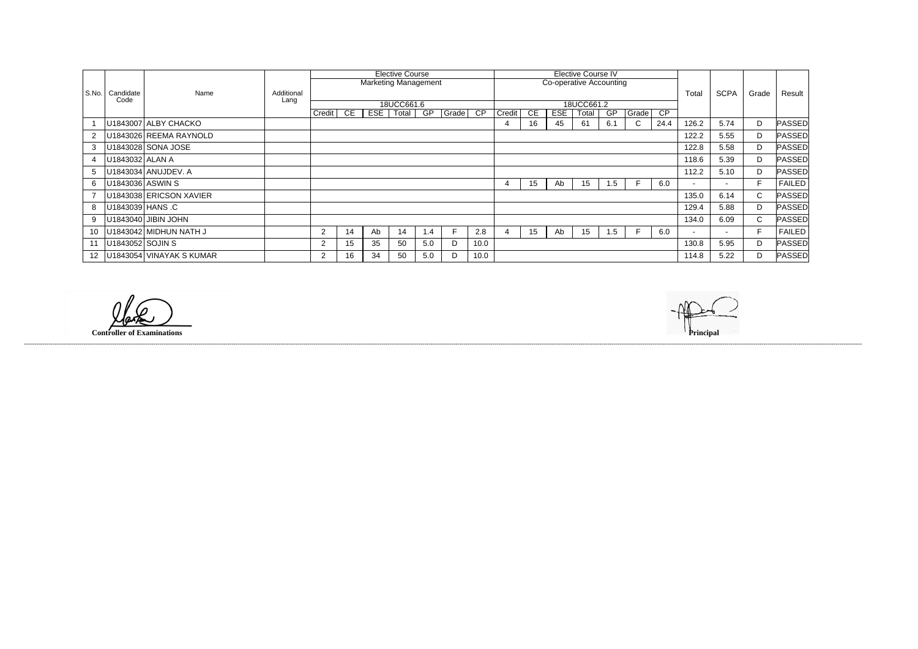| S.No. | Candidate Code | Name | Additional Lang | Elective Course Marketing Management 18UCC661.6 | | | | | | | Elective Course IV Co-operative Accounting 18UCC661.2 | | | | | | | Total | SCPA | Grade | Result |
|---|---|---|---|---|---|---|---|---|---|---|---|---|---|---|---|---|---|---|---|---|---|
| | | | | Credit | CE | ESE | Total | GP | Grade | CP | Credit | CE | ESE | Total | GP | Grade | CP | | | | |
| 1 | U1843007 | ALBY CHACKO | | | | | | | | | 4 | 16 | 45 | 61 | 6.1 | C | 24.4 | 126.2 | 5.74 | D | PASSED |
| 2 | U1843026 | REEMA RAYNOLD | | | | | | | | | | | | | | | | 122.2 | 5.55 | D | PASSED |
| 3 | U1843028 | SONA JOSE | | | | | | | | | | | | | | | | 122.8 | 5.58 | D | PASSED |
| 4 | U1843032 | ALAN A | | | | | | | | | | | | | | | | 118.6 | 5.39 | D | PASSED |
| 5 | U1843034 | ANUJDEV. A | | | | | | | | | | | | | | | | 112.2 | 5.10 | D | PASSED |
| 6 | U1843036 | ASWIN S | | | | | | | | | 4 | 15 | Ab | 15 | 1.5 | F | 6.0 | - | - | F | FAILED |
| 7 | U1843038 | ERICSON XAVIER | | | | | | | | | | | | | | | | 135.0 | 6.14 | C | PASSED |
| 8 | U1843039 | HANS .C | | | | | | | | | | | | | | | | 129.4 | 5.88 | D | PASSED |
| 9 | U1843040 | JIBIN JOHN | | | | | | | | | | | | | | | | 134.0 | 6.09 | C | PASSED |
| 10 | U1843042 | MIDHUN NATH J | | 2 | 14 | Ab | 14 | 1.4 | F | 2.8 | 4 | 15 | Ab | 15 | 1.5 | F | 6.0 | - | - | F | FAILED |
| 11 | U1843052 | SOJIN S | | 2 | 15 | 35 | 50 | 5.0 | D | 10.0 | | | | | | | | 130.8 | 5.95 | D | PASSED |
| 12 | U1843054 | VINAYAK S KUMAR | | 2 | 16 | 34 | 50 | 5.0 | D | 10.0 | | | | | | | | 114.8 | 5.22 | D | PASSED |

**Controller of Examinations**

**Principal**